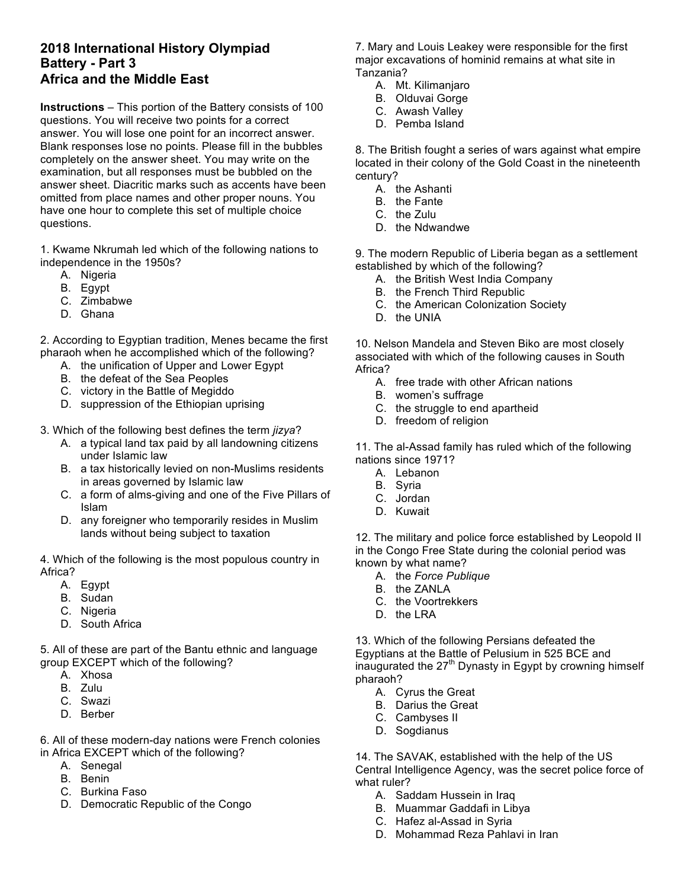# 2018 International History Olympiad
# Battery - Part 3
# Africa and the Middle East

**Instructions** – This portion of the Battery consists of 100 questions. You will receive two points for a correct answer. You will lose one point for an incorrect answer. Blank responses lose no points. Please fill in the bubbles completely on the answer sheet. You may write on the examination, but all responses must be bubbled on the answer sheet. Diacritic marks such as accents have been omitted from place names and other proper nouns. You have one hour to complete this set of multiple choice questions.

1. Kwame Nkrumah led which of the following nations to independence in the 1950s?
   A. Nigeria
   B. Egypt
   C. Zimbabwe
   D. Ghana

2. According to Egyptian tradition, Menes became the first pharaoh when he accomplished which of the following?
   A. the unification of Upper and Lower Egypt
   B. the defeat of the Sea Peoples
   C. victory in the Battle of Megiddo
   D. suppression of the Ethiopian uprising

3. Which of the following best defines the term *jizya*?
   A. a typical land tax paid by all landowning citizens under Islamic law
   B. a tax historically levied on non-Muslims residents in areas governed by Islamic law
   C. a form of alms-giving and one of the Five Pillars of Islam
   D. any foreigner who temporarily resides in Muslim lands without being subject to taxation

4. Which of the following is the most populous country in Africa?
   A. Egypt
   B. Sudan
   C. Nigeria
   D. South Africa

5. All of these are part of the Bantu ethnic and language group EXCEPT which of the following?
   A. Xhosa
   B. Zulu
   C. Swazi
   D. Berber

6. All of these modern-day nations were French colonies in Africa EXCEPT which of the following?
   A. Senegal
   B. Benin
   C. Burkina Faso
   D. Democratic Republic of the Congo

7. Mary and Louis Leakey were responsible for the first major excavations of hominid remains at what site in Tanzania?
   A. Mt. Kilimanjaro
   B. Olduvai Gorge
   C. Awash Valley
   D. Pemba Island

8. The British fought a series of wars against what empire located in their colony of the Gold Coast in the nineteenth century?
   A. the Ashanti
   B. the Fante
   C. the Zulu
   D. the Ndwandwe

9. The modern Republic of Liberia began as a settlement established by which of the following?
   A. the British West India Company
   B. the French Third Republic
   C. the American Colonization Society
   D. the UNIA

10. Nelson Mandela and Steven Biko are most closely associated with which of the following causes in South Africa?
    A. free trade with other African nations
    B. women's suffrage
    C. the struggle to end apartheid
    D. freedom of religion

11. The al-Assad family has ruled which of the following nations since 1971?
    A. Lebanon
    B. Syria
    C. Jordan
    D. Kuwait

12. The military and police force established by Leopold II in the Congo Free State during the colonial period was known by what name?
    A. the *Force Publique*
    B. the ZANLA
    C. the Voortrekkers
    D. the LRA

13. Which of the following Persians defeated the Egyptians at the Battle of Pelusium in 525 BCE and inaugurated the 27th Dynasty in Egypt by crowning himself pharaoh?
    A. Cyrus the Great
    B. Darius the Great
    C. Cambyses II
    D. Sogdianus

14. The SAVAK, established with the help of the US Central Intelligence Agency, was the secret police force of what ruler?
    A. Saddam Hussein in Iraq
    B. Muammar Gaddafi in Libya
    C. Hafez al-Assad in Syria
    D. Mohammad Reza Pahlavi in Iran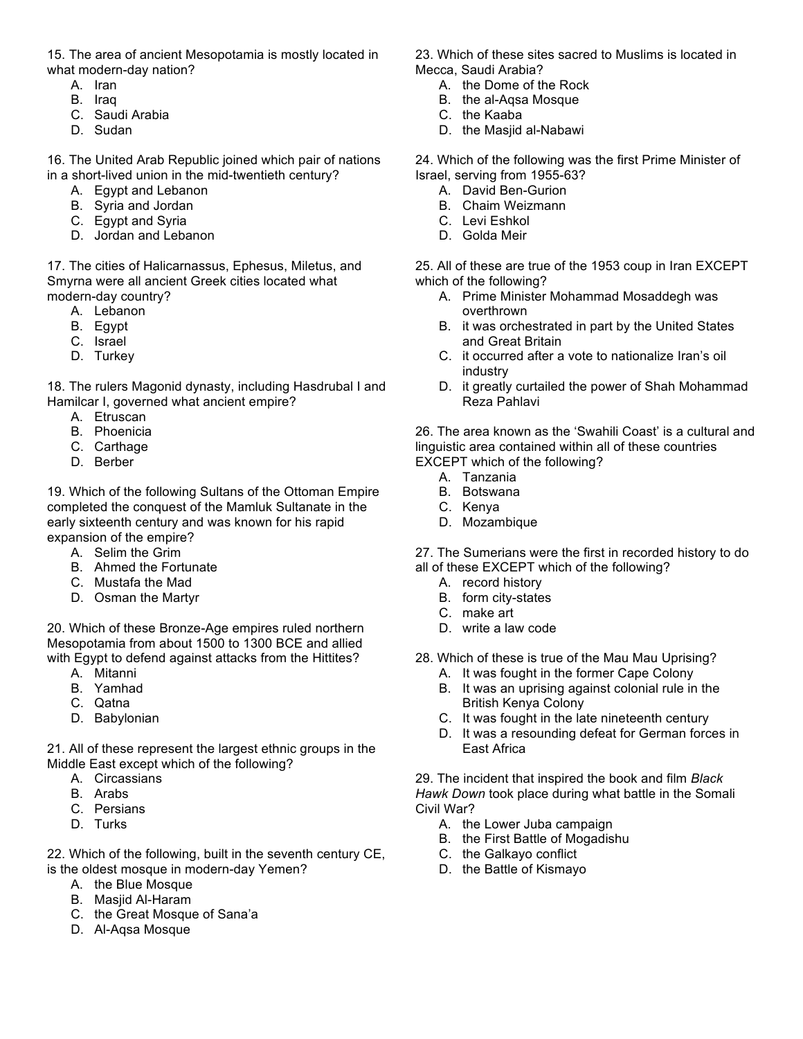15. The area of ancient Mesopotamia is mostly located in what modern-day nation?

A. Iran
B. Iraq
C. Saudi Arabia
D. Sudan

16. The United Arab Republic joined which pair of nations in a short-lived union in the mid-twentieth century?

A. Egypt and Lebanon
B. Syria and Jordan
C. Egypt and Syria
D. Jordan and Lebanon

17. The cities of Halicarnassus, Ephesus, Miletus, and Smyrna were all ancient Greek cities located what modern-day country?

A. Lebanon
B. Egypt
C. Israel
D. Turkey

18. The rulers Magonid dynasty, including Hasdrubal I and Hamilcar I, governed what ancient empire?

A. Etruscan
B. Phoenicia
C. Carthage
D. Berber

19. Which of the following Sultans of the Ottoman Empire completed the conquest of the Mamluk Sultanate in the early sixteenth century and was known for his rapid expansion of the empire?

A. Selim the Grim
B. Ahmed the Fortunate
C. Mustafa the Mad
D. Osman the Martyr

20. Which of these Bronze-Age empires ruled northern Mesopotamia from about 1500 to 1300 BCE and allied with Egypt to defend against attacks from the Hittites?

A. Mitanni
B. Yamhad
C. Qatna
D. Babylonian

21. All of these represent the largest ethnic groups in the Middle East except which of the following?

A. Circassians
B. Arabs
C. Persians
D. Turks

22. Which of the following, built in the seventh century CE, is the oldest mosque in modern-day Yemen?

A. the Blue Mosque
B. Masjid Al-Haram
C. the Great Mosque of Sana'a
D. Al-Aqsa Mosque

23. Which of these sites sacred to Muslims is located in Mecca, Saudi Arabia?

A. the Dome of the Rock
B. the al-Aqsa Mosque
C. the Kaaba
D. the Masjid al-Nabawi

24. Which of the following was the first Prime Minister of Israel, serving from 1955-63?

A. David Ben-Gurion
B. Chaim Weizmann
C. Levi Eshkol
D. Golda Meir

25. All of these are true of the 1953 coup in Iran EXCEPT which of the following?

A. Prime Minister Mohammad Mosaddegh was overthrown
B. it was orchestrated in part by the United States and Great Britain
C. it occurred after a vote to nationalize Iran's oil industry
D. it greatly curtailed the power of Shah Mohammad Reza Pahlavi

26. The area known as the 'Swahili Coast' is a cultural and linguistic area contained within all of these countries EXCEPT which of the following?

A. Tanzania
B. Botswana
C. Kenya
D. Mozambique

27. The Sumerians were the first in recorded history to do all of these EXCEPT which of the following?

A. record history
B. form city-states
C. make art
D. write a law code

28. Which of these is true of the Mau Mau Uprising?

A. It was fought in the former Cape Colony
B. It was an uprising against colonial rule in the British Kenya Colony
C. It was fought in the late nineteenth century
D. It was a resounding defeat for German forces in East Africa

29. The incident that inspired the book and film *Black Hawk Down* took place during what battle in the Somali Civil War?

A. the Lower Juba campaign
B. the First Battle of Mogadishu
C. the Galkayo conflict
D. the Battle of Kismayo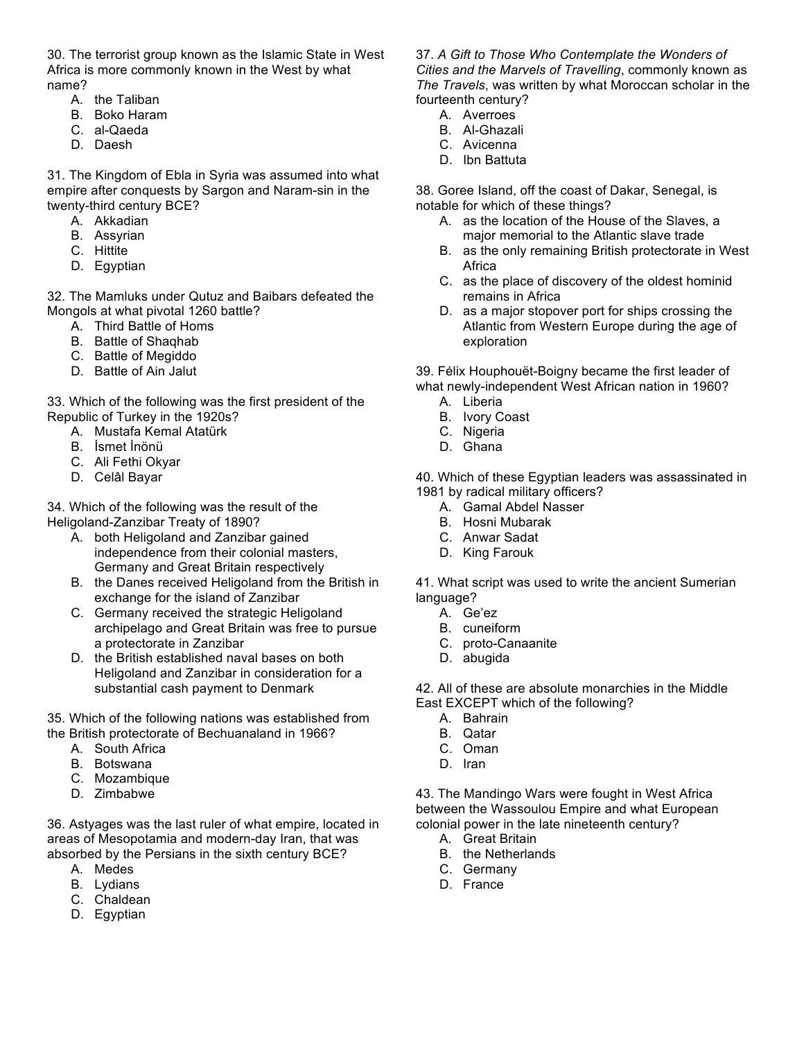30. The terrorist group known as the Islamic State in West Africa is more commonly known in the West by what name?
   A. the Taliban
   B. Boko Haram
   C. al-Qaeda
   D. Daesh

31. The Kingdom of Ebla in Syria was assumed into what empire after conquests by Sargon and Naram-sin in the twenty-third century BCE?
   A. Akkadian
   B. Assyrian
   C. Hittite
   D. Egyptian

32. The Mamluks under Qutuz and Baibars defeated the Mongols at what pivotal 1260 battle?
   A. Third Battle of Homs
   B. Battle of Shaqhab
   C. Battle of Megiddo
   D. Battle of Ain Jalut

33. Which of the following was the first president of the Republic of Turkey in the 1920s?
   A. Mustafa Kemal Atatürk
   B. İsmet İnönü
   C. Ali Fethi Okyar
   D. Celâl Bayar

34. Which of the following was the result of the Heligoland-Zanzibar Treaty of 1890?
   A. both Heligoland and Zanzibar gained independence from their colonial masters, Germany and Great Britain respectively
   B. the Danes received Heligoland from the British in exchange for the island of Zanzibar
   C. Germany received the strategic Heligoland archipelago and Great Britain was free to pursue a protectorate in Zanzibar
   D. the British established naval bases on both Heligoland and Zanzibar in consideration for a substantial cash payment to Denmark

35. Which of the following nations was established from the British protectorate of Bechuanaland in 1966?
   A. South Africa
   B. Botswana
   C. Mozambique
   D. Zimbabwe

36. Astyages was the last ruler of what empire, located in areas of Mesopotamia and modern-day Iran, that was absorbed by the Persians in the sixth century BCE?
   A. Medes
   B. Lydians
   C. Chaldean
   D. Egyptian

37. *A Gift to Those Who Contemplate the Wonders of Cities and the Marvels of Travelling*, commonly known as *The Travels*, was written by what Moroccan scholar in the fourteenth century?
   A. Averroes
   B. Al-Ghazali
   C. Avicenna
   D. Ibn Battuta

38. Goree Island, off the coast of Dakar, Senegal, is notable for which of these things?
   A. as the location of the House of the Slaves, a major memorial to the Atlantic slave trade
   B. as the only remaining British protectorate in West Africa
   C. as the place of discovery of the oldest hominid remains in Africa
   D. as a major stopover port for ships crossing the Atlantic from Western Europe during the age of exploration

39. Félix Houphouët-Boigny became the first leader of what newly-independent West African nation in 1960?
   A. Liberia
   B. Ivory Coast
   C. Nigeria
   D. Ghana

40. Which of these Egyptian leaders was assassinated in 1981 by radical military officers?
   A. Gamal Abdel Nasser
   B. Hosni Mubarak
   C. Anwar Sadat
   D. King Farouk

41. What script was used to write the ancient Sumerian language?
   A. Ge'ez
   B. cuneiform
   C. proto-Canaanite
   D. abugida

42. All of these are absolute monarchies in the Middle East EXCEPT which of the following?
   A. Bahrain
   B. Qatar
   C. Oman
   D. Iran

43. The Mandingo Wars were fought in West Africa between the Wassoulou Empire and what European colonial power in the late nineteenth century?
   A. Great Britain
   B. the Netherlands
   C. Germany
   D. France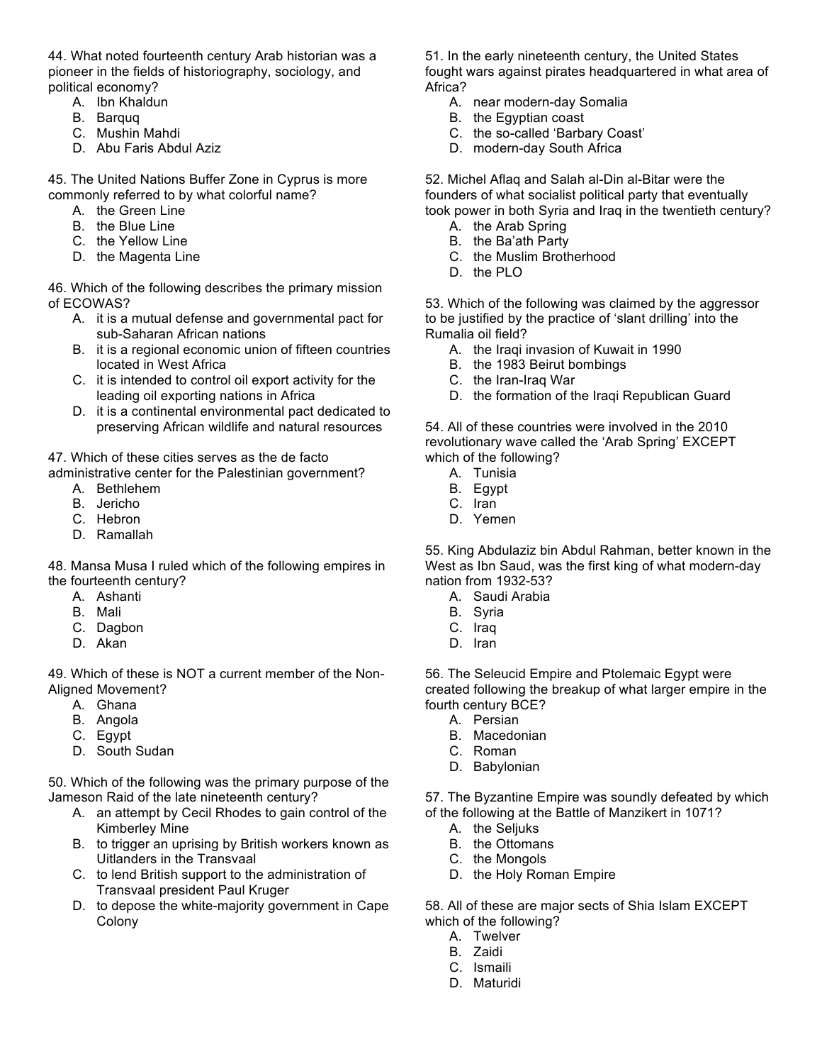44. What noted fourteenth century Arab historian was a pioneer in the fields of historiography, sociology, and political economy?

A. Ibn Khaldun
B. Barquq
C. Mushin Mahdi
D. Abu Faris Abdul Aziz

45. The United Nations Buffer Zone in Cyprus is more commonly referred to by what colorful name?

A. the Green Line
B. the Blue Line
C. the Yellow Line
D. the Magenta Line

46. Which of the following describes the primary mission of ECOWAS?

A. it is a mutual defense and governmental pact for sub-Saharan African nations
B. it is a regional economic union of fifteen countries located in West Africa
C. it is intended to control oil export activity for the leading oil exporting nations in Africa
D. it is a continental environmental pact dedicated to preserving African wildlife and natural resources

47. Which of these cities serves as the de facto administrative center for the Palestinian government?

A. Bethlehem
B. Jericho
C. Hebron
D. Ramallah

48. Mansa Musa I ruled which of the following empires in the fourteenth century?

A. Ashanti
B. Mali
C. Dagbon
D. Akan

49. Which of these is NOT a current member of the Non-Aligned Movement?

A. Ghana
B. Angola
C. Egypt
D. South Sudan

50. Which of the following was the primary purpose of the Jameson Raid of the late nineteenth century?

A. an attempt by Cecil Rhodes to gain control of the Kimberley Mine
B. to trigger an uprising by British workers known as Uitlanders in the Transvaal
C. to lend British support to the administration of Transvaal president Paul Kruger
D. to depose the white-majority government in Cape Colony

51. In the early nineteenth century, the United States fought wars against pirates headquartered in what area of Africa?

A. near modern-day Somalia
B. the Egyptian coast
C. the so-called 'Barbary Coast'
D. modern-day South Africa

52. Michel Aflaq and Salah al-Din al-Bitar were the founders of what socialist political party that eventually took power in both Syria and Iraq in the twentieth century?

A. the Arab Spring
B. the Ba'ath Party
C. the Muslim Brotherhood
D. the PLO

53. Which of the following was claimed by the aggressor to be justified by the practice of 'slant drilling' into the Rumalia oil field?

A. the Iraqi invasion of Kuwait in 1990
B. the 1983 Beirut bombings
C. the Iran-Iraq War
D. the formation of the Iraqi Republican Guard

54. All of these countries were involved in the 2010 revolutionary wave called the 'Arab Spring' EXCEPT which of the following?

A. Tunisia
B. Egypt
C. Iran
D. Yemen

55. King Abdulaziz bin Abdul Rahman, better known in the West as Ibn Saud, was the first king of what modern-day nation from 1932-53?

A. Saudi Arabia
B. Syria
C. Iraq
D. Iran

56. The Seleucid Empire and Ptolemaic Egypt were created following the breakup of what larger empire in the fourth century BCE?

A. Persian
B. Macedonian
C. Roman
D. Babylonian

57. The Byzantine Empire was soundly defeated by which of the following at the Battle of Manzikert in 1071?

A. the Seljuks
B. the Ottomans
C. the Mongols
D. the Holy Roman Empire

58. All of these are major sects of Shia Islam EXCEPT which of the following?

A. Twelver
B. Zaidi
C. Ismaili
D. Maturidi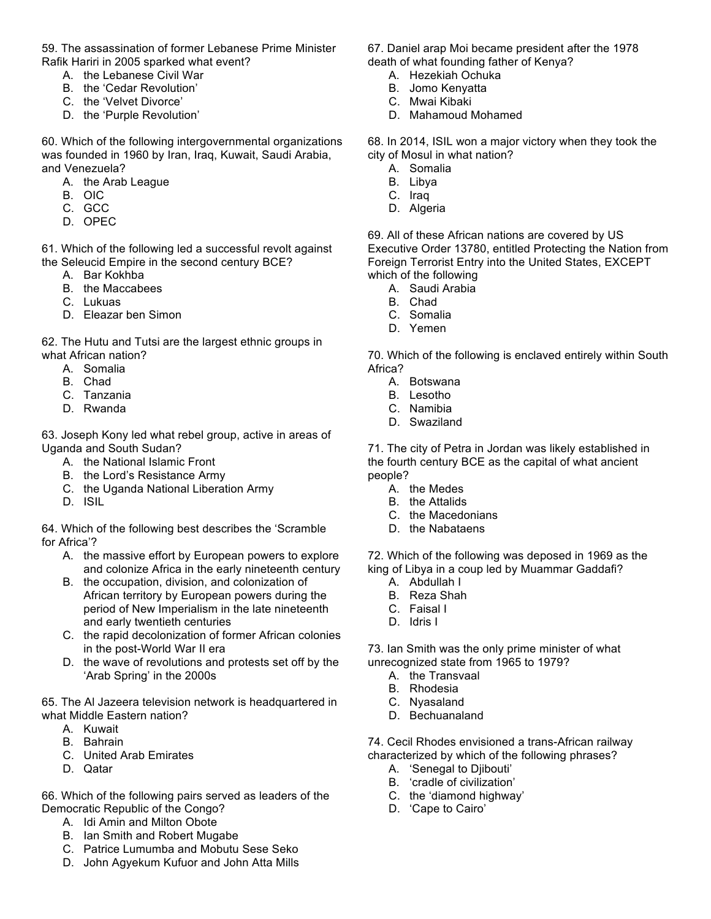59. The assassination of former Lebanese Prime Minister Rafik Hariri in 2005 sparked what event?

A. the Lebanese Civil War
B. the 'Cedar Revolution'
C. the 'Velvet Divorce'
D. the 'Purple Revolution'

60. Which of the following intergovernmental organizations was founded in 1960 by Iran, Iraq, Kuwait, Saudi Arabia, and Venezuela?

A. the Arab League
B. OIC
C. GCC
D. OPEC

61. Which of the following led a successful revolt against the Seleucid Empire in the second century BCE?

A. Bar Kokhba
B. the Maccabees
C. Lukuas
D. Eleazar ben Simon

62. The Hutu and Tutsi are the largest ethnic groups in what African nation?

A. Somalia
B. Chad
C. Tanzania
D. Rwanda

63. Joseph Kony led what rebel group, active in areas of Uganda and South Sudan?

A. the National Islamic Front
B. the Lord's Resistance Army
C. the Uganda National Liberation Army
D. ISIL

64. Which of the following best describes the 'Scramble for Africa'?

A. the massive effort by European powers to explore and colonize Africa in the early nineteenth century
B. the occupation, division, and colonization of African territory by European powers during the period of New Imperialism in the late nineteenth and early twentieth centuries
C. the rapid decolonization of former African colonies in the post-World War II era
D. the wave of revolutions and protests set off by the 'Arab Spring' in the 2000s

65. The Al Jazeera television network is headquartered in what Middle Eastern nation?

A. Kuwait
B. Bahrain
C. United Arab Emirates
D. Qatar

66. Which of the following pairs served as leaders of the Democratic Republic of the Congo?

A. Idi Amin and Milton Obote
B. Ian Smith and Robert Mugabe
C. Patrice Lumumba and Mobutu Sese Seko
D. John Agyekum Kufuor and John Atta Mills

67. Daniel arap Moi became president after the 1978 death of what founding father of Kenya?

A. Hezekiah Ochuka
B. Jomo Kenyatta
C. Mwai Kibaki
D. Mahamoud Mohamed

68. In 2014, ISIL won a major victory when they took the city of Mosul in what nation?

A. Somalia
B. Libya
C. Iraq
D. Algeria

69. All of these African nations are covered by US Executive Order 13780, entitled Protecting the Nation from Foreign Terrorist Entry into the United States, EXCEPT which of the following

A. Saudi Arabia
B. Chad
C. Somalia
D. Yemen

70. Which of the following is enclaved entirely within South Africa?

A. Botswana
B. Lesotho
C. Namibia
D. Swaziland

71. The city of Petra in Jordan was likely established in the fourth century BCE as the capital of what ancient people?

A. the Medes
B. the Attalids
C. the Macedonians
D. the Nabataens

72. Which of the following was deposed in 1969 as the king of Libya in a coup led by Muammar Gaddafi?

A. Abdullah I
B. Reza Shah
C. Faisal I
D. Idris I

73. Ian Smith was the only prime minister of what unrecognized state from 1965 to 1979?

A. the Transvaal
B. Rhodesia
C. Nyasaland
D. Bechuanaland

74. Cecil Rhodes envisioned a trans-African railway characterized by which of the following phrases?

A. 'Senegal to Djibouti'
B. 'cradle of civilization'
C. the 'diamond highway'
D. 'Cape to Cairo'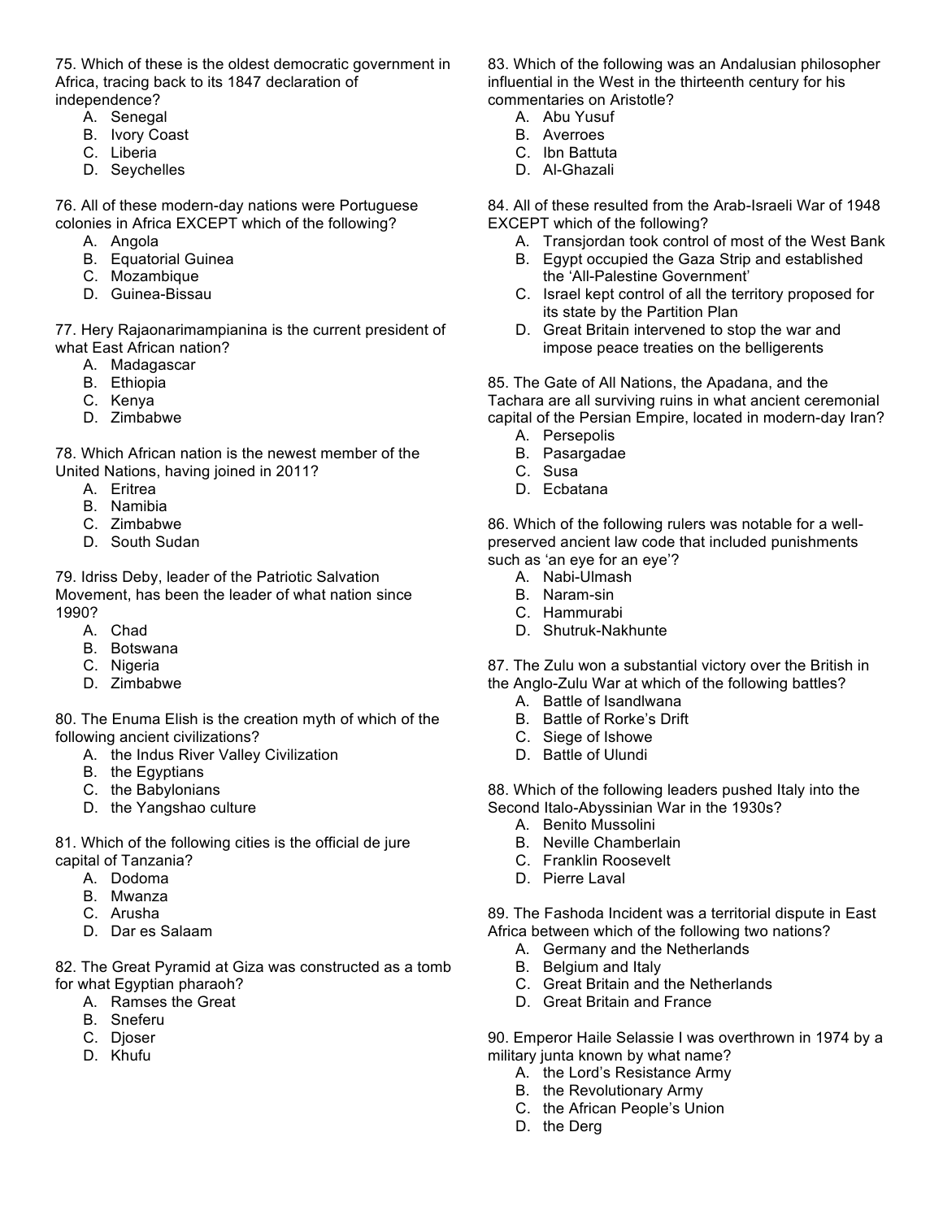75. Which of these is the oldest democratic government in Africa, tracing back to its 1847 declaration of independence?

A. Senegal
B. Ivory Coast
C. Liberia
D. Seychelles

76. All of these modern-day nations were Portuguese colonies in Africa EXCEPT which of the following?

A. Angola
B. Equatorial Guinea
C. Mozambique
D. Guinea-Bissau

77. Hery Rajaonarimampianina is the current president of what East African nation?

A. Madagascar
B. Ethiopia
C. Kenya
D. Zimbabwe

78. Which African nation is the newest member of the United Nations, having joined in 2011?

A. Eritrea
B. Namibia
C. Zimbabwe
D. South Sudan

79. Idriss Deby, leader of the Patriotic Salvation Movement, has been the leader of what nation since 1990?

A. Chad
B. Botswana
C. Nigeria
D. Zimbabwe

80. The Enuma Elish is the creation myth of which of the following ancient civilizations?

A. the Indus River Valley Civilization
B. the Egyptians
C. the Babylonians
D. the Yangshao culture

81. Which of the following cities is the official de jure capital of Tanzania?

A. Dodoma
B. Mwanza
C. Arusha
D. Dar es Salaam

82. The Great Pyramid at Giza was constructed as a tomb for what Egyptian pharaoh?

A. Ramses the Great
B. Sneferu
C. Djoser
D. Khufu

83. Which of the following was an Andalusian philosopher influential in the West in the thirteenth century for his commentaries on Aristotle?

A. Abu Yusuf
B. Averroes
C. Ibn Battuta
D. Al-Ghazali

84. All of these resulted from the Arab-Israeli War of 1948 EXCEPT which of the following?

A. Transjordan took control of most of the West Bank
B. Egypt occupied the Gaza Strip and established the 'All-Palestine Government'
C. Israel kept control of all the territory proposed for its state by the Partition Plan
D. Great Britain intervened to stop the war and impose peace treaties on the belligerents

85. The Gate of All Nations, the Apadana, and the Tachara are all surviving ruins in what ancient ceremonial capital of the Persian Empire, located in modern-day Iran?

A. Persepolis
B. Pasargadae
C. Susa
D. Ecbatana

86. Which of the following rulers was notable for a well-preserved ancient law code that included punishments such as 'an eye for an eye'?

A. Nabi-Ulmash
B. Naram-sin
C. Hammurabi
D. Shutruk-Nakhunte

87. The Zulu won a substantial victory over the British in the Anglo-Zulu War at which of the following battles?

A. Battle of Isandlwana
B. Battle of Rorke's Drift
C. Siege of Ishowe
D. Battle of Ulundi

88. Which of the following leaders pushed Italy into the Second Italo-Abyssinian War in the 1930s?

A. Benito Mussolini
B. Neville Chamberlain
C. Franklin Roosevelt
D. Pierre Laval

89. The Fashoda Incident was a territorial dispute in East Africa between which of the following two nations?

A. Germany and the Netherlands
B. Belgium and Italy
C. Great Britain and the Netherlands
D. Great Britain and France

90. Emperor Haile Selassie I was overthrown in 1974 by a military junta known by what name?

A. the Lord's Resistance Army
B. the Revolutionary Army
C. the African People's Union
D. the Derg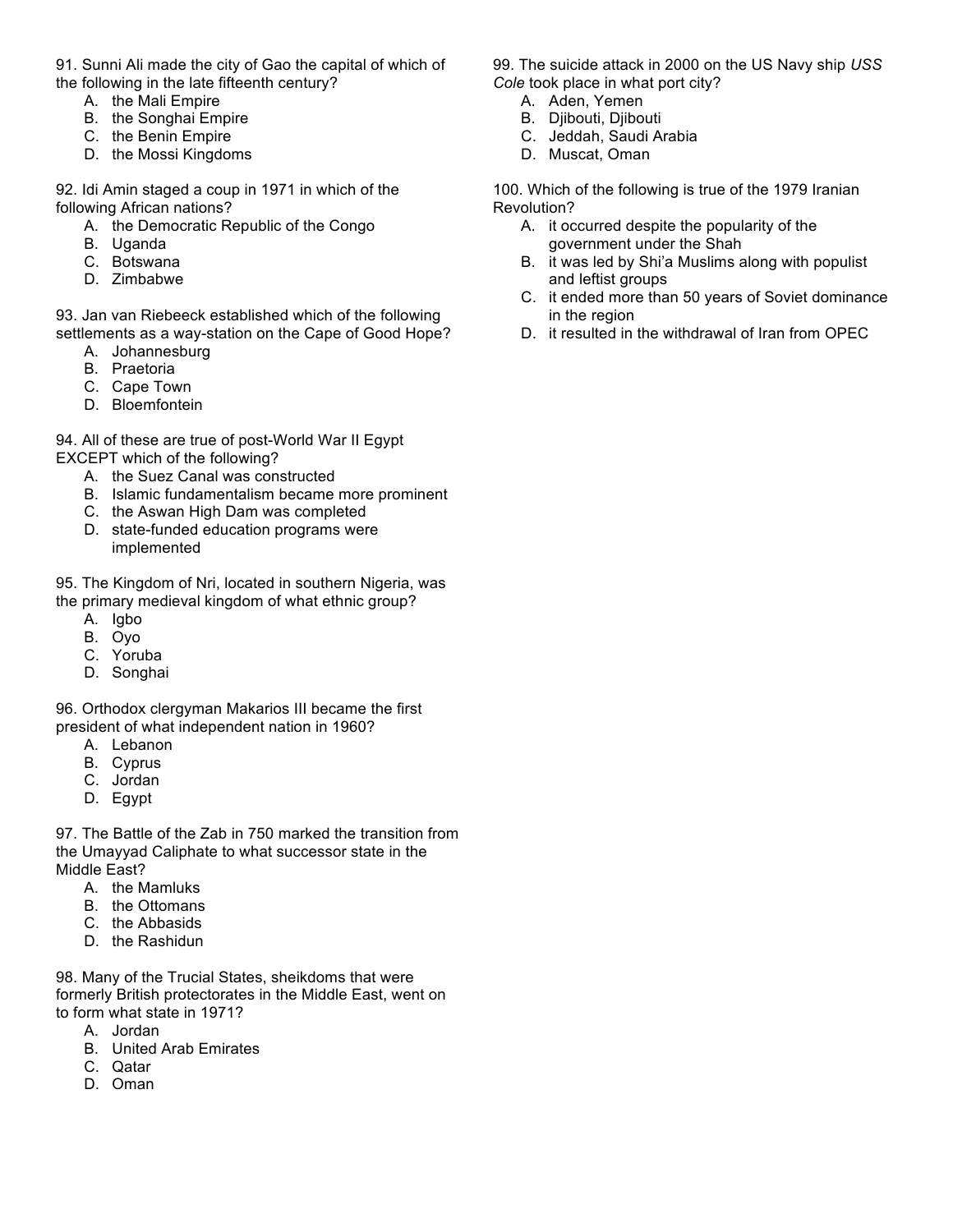91. Sunni Ali made the city of Gao the capital of which of the following in the late fifteenth century?

A. the Mali Empire
B. the Songhai Empire
C. the Benin Empire
D. the Mossi Kingdoms

92. Idi Amin staged a coup in 1971 in which of the following African nations?

A. the Democratic Republic of the Congo
B. Uganda
C. Botswana
D. Zimbabwe

93. Jan van Riebeeck established which of the following settlements as a way-station on the Cape of Good Hope?

A. Johannesburg
B. Praetoria
C. Cape Town
D. Bloemfontein

94. All of these are true of post-World War II Egypt EXCEPT which of the following?

A. the Suez Canal was constructed
B. Islamic fundamentalism became more prominent
C. the Aswan High Dam was completed
D. state-funded education programs were implemented

95. The Kingdom of Nri, located in southern Nigeria, was the primary medieval kingdom of what ethnic group?

A. Igbo
B. Oyo
C. Yoruba
D. Songhai

96. Orthodox clergyman Makarios III became the first president of what independent nation in 1960?

A. Lebanon
B. Cyprus
C. Jordan
D. Egypt

97. The Battle of the Zab in 750 marked the transition from the Umayyad Caliphate to what successor state in the Middle East?

A. the Mamluks
B. the Ottomans
C. the Abbasids
D. the Rashidun

98. Many of the Trucial States, sheikdoms that were formerly British protectorates in the Middle East, went on to form what state in 1971?

A. Jordan
B. United Arab Emirates
C. Qatar
D. Oman

99. The suicide attack in 2000 on the US Navy ship *USS Cole* took place in what port city?

A. Aden, Yemen
B. Djibouti, Djibouti
C. Jeddah, Saudi Arabia
D. Muscat, Oman

100. Which of the following is true of the 1979 Iranian Revolution?

A. it occurred despite the popularity of the government under the Shah
B. it was led by Shi'a Muslims along with populist and leftist groups
C. it ended more than 50 years of Soviet dominance in the region
D. it resulted in the withdrawal of Iran from OPEC